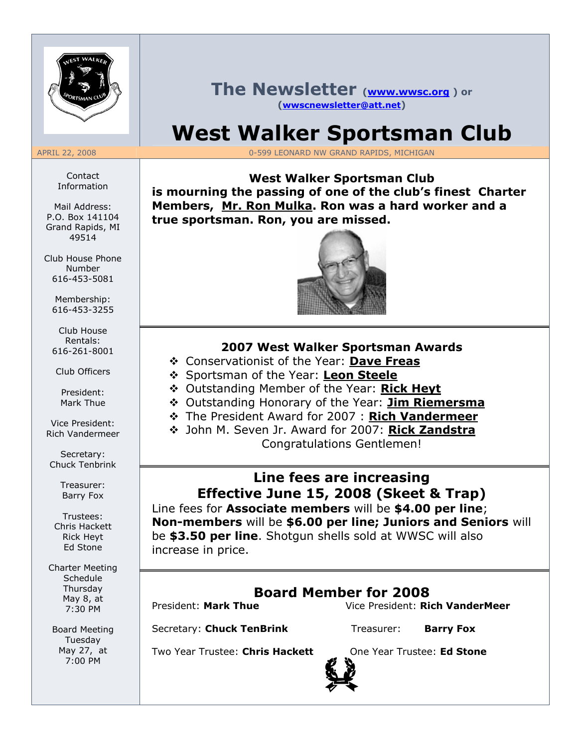# The Newsletter ([www.wwsc.org](www.wwsc.org)) or ([wwscnewsletter@att.net](mailto:wwscnewsletter@att.net))

# West Walker Sportsman Club

APRIL 22, 2008

0-599 LEONARD NW GRAND RAPIDS, MICHIGAN

Contact Information

Mail Address:
P.O. Box 141104
Grand Rapids, MI 49514

Club House Phone Number
616-453-5081

Membership:
616-453-3255

Club House Rentals:
616-261-8001

Club Officers

President:
Mark Thue

Vice President:
Rich Vandermeer

Secretary:
Chuck Tenbrink

Treasurer:
Barry Fox

Trustees:
Chris Hackett
Rick Heyt
Ed Stone

Charter Meeting Schedule
Thursday May 8, at 7:30 PM

Board Meeting
Tuesday May 27, at 7:00 PM

**West Walker Sportsman Club is mourning the passing of one of the club's finest Charter Members, Mr. Ron Mulka. Ron was a hard worker and a true sportsman. Ron, you are missed.**

## 2007 West Walker Sportsman Awards

- Conservationist of the Year: **Dave Freas**
- Sportsman of the Year: **Leon Steele**
- Outstanding Member of the Year: **Rick Heyt**
- Outstanding Honorary of the Year: **Jim Riemersma**
- The President Award for 2007 : **Rich Vandermeer**
- John M. Seven Jr. Award for 2007: **Rick Zandstra**

Congratulations Gentlemen!

## Line fees are increasing Effective June 15, 2008 (Skeet & Trap)

Line fees for **Associate members** will be **$4.00 per line**; **Non-members** will be **$6.00 per line; Juniors and Seniors** will be **$3.50 per line**. Shotgun shells sold at WWSC will also increase in price.

## Board Member for 2008

President: **Mark Thue**

Vice President: **Rich VanderMeer**

Secretary: **Chuck TenBrink**

Treasurer: **Barry Fox**

Two Year Trustee: **Chris Hackett**

One Year Trustee: **Ed Stone**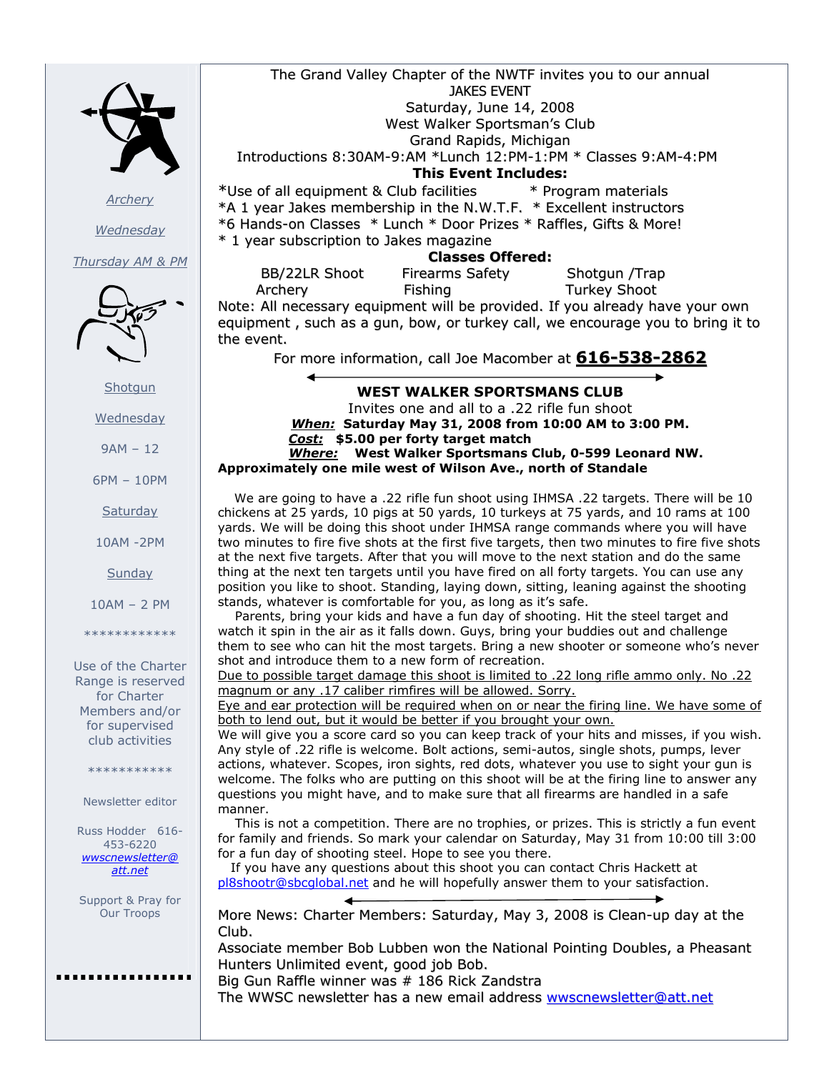Archery

Wednesday

Thursday AM & PM

Shotgun

Wednesday

9AM – 12

6PM – 10PM

Saturday

10AM -2PM

Sunday

10AM – 2 PM

************

Use of the Charter Range is reserved for Charter Members and/or for supervised club activities

***********

Newsletter editor

Russ Hodder 616-453-6220
wwscnewsletter@att.net

Support & Pray for Our Troops

---

The Grand Valley Chapter of the NWTF invites you to our annual
JAKES EVENT
Saturday, June 14, 2008
West Walker Sportsman's Club
Grand Rapids, Michigan
Introductions 8:30AM-9:AM *Lunch 12:PM-1:PM * Classes 9:AM-4:PM

**This Event Includes:**

*Use of all equipment & Club facilities * Program materials
*A 1 year Jakes membership in the N.W.T.F. * Excellent instructors
*6 Hands-on Classes * Lunch * Door Prizes * Raffles, Gifts & More!
* 1 year subscription to Jakes magazine

**Classes Offered:**

| | | |
|---|---|---|
| BB/22LR Shoot | Firearms Safety | Shotgun /Trap |
| Archery | Fishing | Turkey Shoot |

Note: All necessary equipment will be provided. If you already have your own equipment , such as a gun, bow, or turkey call, we encourage you to bring it to the event.

For more information, call Joe Macomber at **616-538-2862**

---

**WEST WALKER SPORTSMANS CLUB**

Invites one and all to a .22 rifle fun shoot

***When:*** **Saturday May 31, 2008 from 10:00 AM to 3:00 PM.**
***Cost:*** **$5.00 per forty target match**
***Where:*** **West Walker Sportsmans Club, 0-599 Leonard NW.**
**Approximately one mile west of Wilson Ave., north of Standale**

We are going to have a .22 rifle fun shoot using IHMSA .22 targets. There will be 10 chickens at 25 yards, 10 pigs at 50 yards, 10 turkeys at 75 yards, and 10 rams at 100 yards. We will be doing this shoot under IHMSA range commands where you will have two minutes to fire five shots at the first five targets, then two minutes to fire five shots at the next five targets. After that you will move to the next station and do the same thing at the next ten targets until you have fired on all forty targets. You can use any position you like to shoot. Standing, laying down, sitting, leaning against the shooting stands, whatever is comfortable for you, as long as it's safe.

Parents, bring your kids and have a fun day of shooting. Hit the steel target and watch it spin in the air as it falls down. Guys, bring your buddies out and challenge them to see who can hit the most targets. Bring a new shooter or someone who's never shot and introduce them to a new form of recreation.

Due to possible target damage this shoot is limited to .22 long rifle ammo only. No .22 magnum or any .17 caliber rimfires will be allowed. Sorry.

Eye and ear protection will be required when on or near the firing line. We have some of both to lend out, but it would be better if you brought your own.

We will give you a score card so you can keep track of your hits and misses, if you wish. Any style of .22 rifle is welcome. Bolt actions, semi-autos, single shots, pumps, lever actions, whatever. Scopes, iron sights, red dots, whatever you use to sight your gun is welcome. The folks who are putting on this shoot will be at the firing line to answer any questions you might have, and to make sure that all firearms are handled in a safe manner.

This is not a competition. There are no trophies, or prizes. This is strictly a fun event for family and friends. So mark your calendar on Saturday, May 31 from 10:00 till 3:00 for a fun day of shooting steel. Hope to see you there.

If you have any questions about this shoot you can contact Chris Hackett at pl8shootr@sbcglobal.net and he will hopefully answer them to your satisfaction.

---

More News: Charter Members: Saturday, May 3, 2008 is Clean-up day at the Club.

Associate member Bob Lubben won the National Pointing Doubles, a Pheasant Hunters Unlimited event, good job Bob.

Big Gun Raffle winner was # 186 Rick Zandstra

The WWSC newsletter has a new email address wwscnewsletter@att.net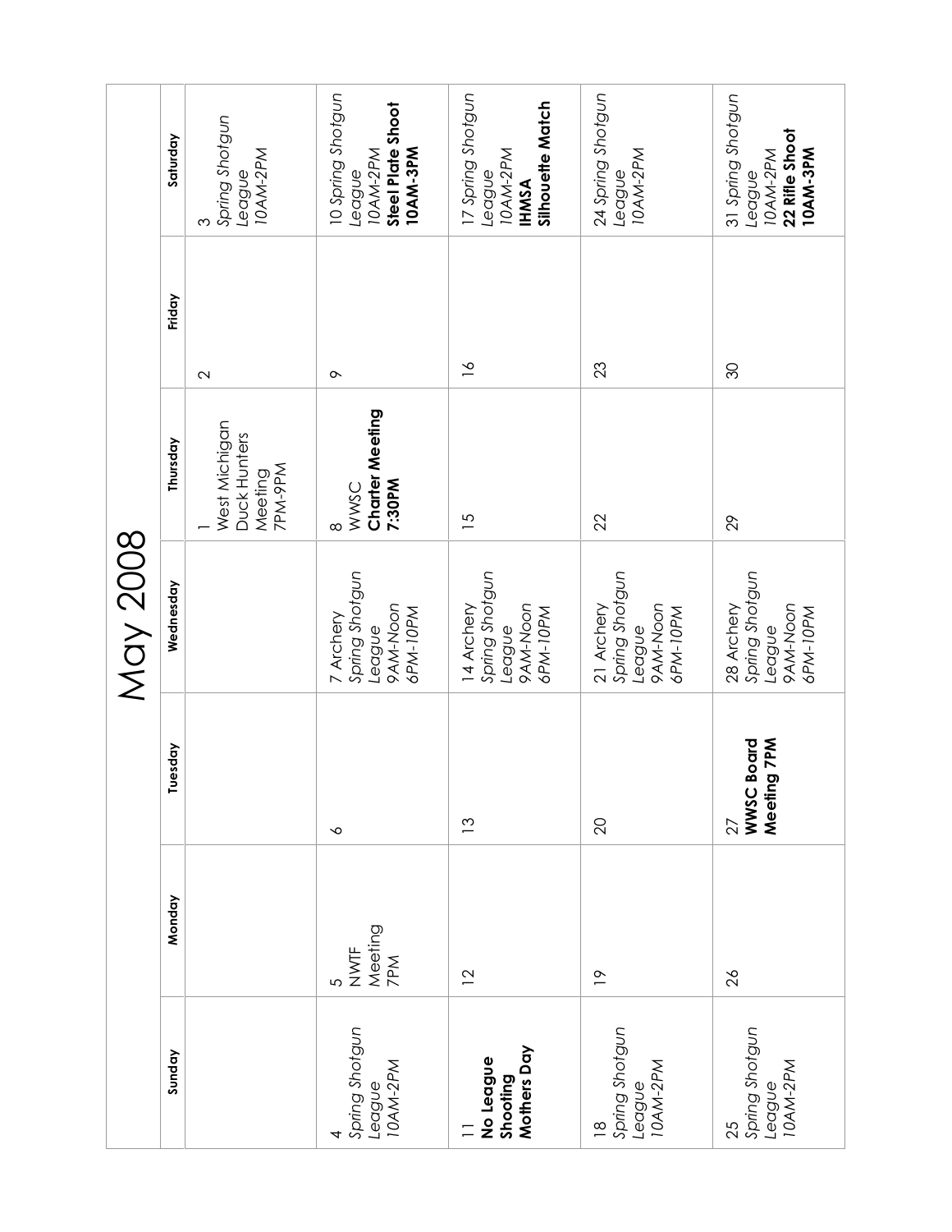# May 2008

| Sunday | Monday | Tuesday | Wednesday | Thursday | Friday | Saturday |
|---|---|---|---|---|---|---|
| | | | | 1 West Michigan Duck Hunters Meeting 7PM-9PM | 2 | 3 *Spring Shotgun League 10AM-2PM* |
| 4 *Spring Shotgun League 10AM-2PM* | 5 NWTF Meeting 7PM | 6 | 7 Archery *Spring Shotgun League 9AM-Noon 6PM-10PM* | 8 WWSC **Charter Meeting 7:30PM** | 9 | 10 *Spring Shotgun League 10AM-2PM* **Steel Plate Shoot 10AM-3PM** |
| 11 **No League Shooting Mothers Day** | 12 | 13 | 14 Archery *Spring Shotgun League 9AM-Noon 6PM-10PM* | 15 | 16 | 17 *Spring Shotgun League 10AM-2PM* **IHMSA Silhouette Match** |
| 18 *Spring Shotgun League 10AM-2PM* | 19 | 20 | 21 Archery *Spring Shotgun League 9AM-Noon 6PM-10PM* | 22 | 23 | 24 *Spring Shotgun League 10AM-2PM* |
| 25 *Spring Shotgun League 10AM-2PM* | 26 | 27 **WWSC Board Meeting 7PM** | 28 Archery *Spring Shotgun League 9AM-Noon 6PM-10PM* | 29 | 30 | 31 *Spring Shotgun League 10AM-2PM* **22 Rifle Shoot 10AM-3PM** |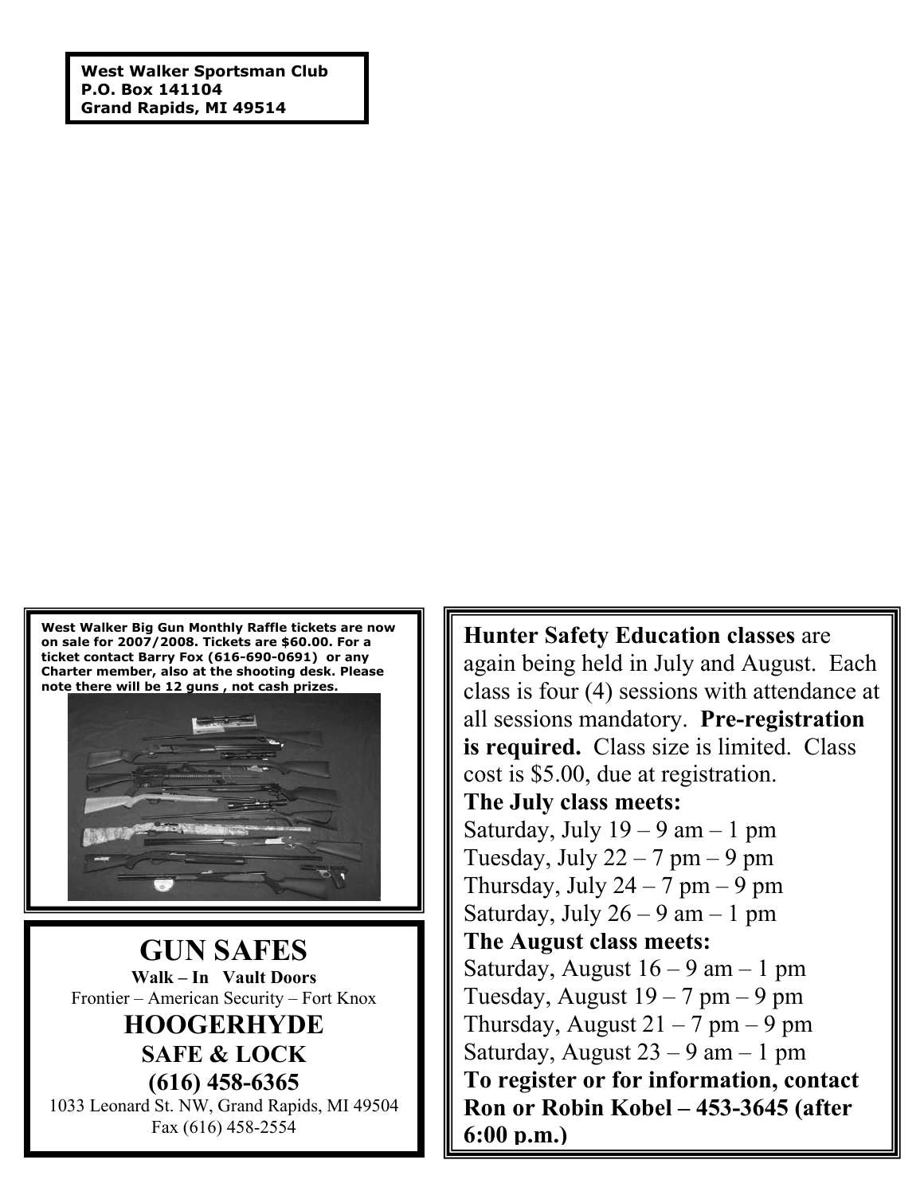**West Walker Sportsman Club**
**P.O. Box 141104**
**Grand Rapids, MI 49514**

**West Walker Big Gun Monthly Raffle tickets are now on sale for 2007/2008. Tickets are $60.00. For a ticket contact Barry Fox (616-690-0691) or any Charter member, also at the shooting desk. Please note there will be 12 guns , not cash prizes.**

# GUN SAFES

**Walk – In Vault Doors**

Frontier – American Security – Fort Knox

## HOOGERHYDE

### SAFE & LOCK

### (616) 458-6365

1033 Leonard St. NW, Grand Rapids, MI 49504

Fax (616) 458-2554

**Hunter Safety Education classes** are again being held in July and August. Each class is four (4) sessions with attendance at all sessions mandatory. **Pre-registration is required.** Class size is limited. Class cost is $5.00, due at registration.

**The July class meets:**

Saturday, July 19 – 9 am – 1 pm
Tuesday, July 22 – 7 pm – 9 pm
Thursday, July 24 – 7 pm – 9 pm
Saturday, July 26 – 9 am – 1 pm

**The August class meets:**

Saturday, August 16 – 9 am – 1 pm
Tuesday, August 19 – 7 pm – 9 pm
Thursday, August 21 – 7 pm – 9 pm
Saturday, August 23 – 9 am – 1 pm

**To register or for information, contact Ron or Robin Kobel – 453-3645 (after 6:00 p.m.)**